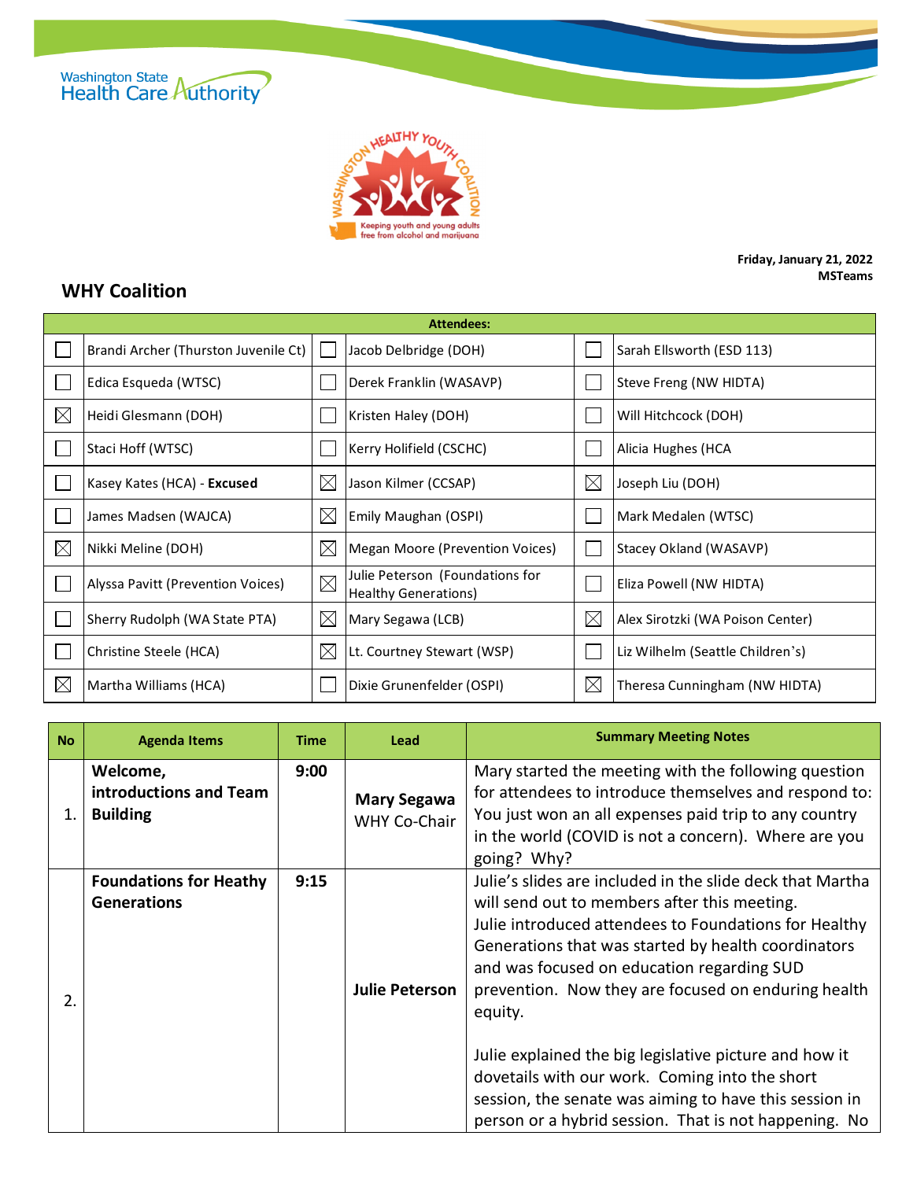Washington State Health Care Authority

WASHINGTON HEALTHY YOUTH COALITION
Keeping youth and young adults free from alcohol and marijuana

**Friday, January 21, 2022**
**MSTeams**

## WHY Coalition

| Attendees: | | | | | |
|---|---|---|---|---|---|
| ☐ | Brandi Archer (Thurston Juvenile Ct) | ☐ | Jacob Delbridge (DOH) | ☐ | Sarah Ellsworth (ESD 113) |
| ☐ | Edica Esqueda (WTSC) | ☐ | Derek Franklin (WASAVP) | ☐ | Steve Freng (NW HIDTA) |
| ☒ | Heidi Glesmann (DOH) | ☐ | Kristen Haley (DOH) | ☐ | Will Hitchcock (DOH) |
| ☐ | Staci Hoff (WTSC) | ☐ | Kerry Holifield (CSCHC) | ☐ | Alicia Hughes (HCA |
| ☐ | Kasey Kates (HCA) - **Excused** | ☒ | Jason Kilmer (CCSAP) | ☒ | Joseph Liu (DOH) |
| ☐ | James Madsen (WAJCA) | ☒ | Emily Maughan (OSPI) | ☐ | Mark Medalen (WTSC) |
| ☒ | Nikki Meline (DOH) | ☒ | Megan Moore (Prevention Voices) | ☐ | Stacey Okland (WASAVP) |
| ☐ | Alyssa Pavitt (Prevention Voices) | ☒ | Julie Peterson (Foundations for Healthy Generations) | ☐ | Eliza Powell (NW HIDTA) |
| ☐ | Sherry Rudolph (WA State PTA) | ☒ | Mary Segawa (LCB) | ☒ | Alex Sirotzki (WA Poison Center) |
| ☐ | Christine Steele (HCA) | ☒ | Lt. Courtney Stewart (WSP) | ☐ | Liz Wilhelm (Seattle Children's) |
| ☒ | Martha Williams (HCA) | ☐ | Dixie Grunenfelder (OSPI) | ☒ | Theresa Cunningham (NW HIDTA) |

| No | Agenda Items | Time | Lead | Summary Meeting Notes |
|---|---|---|---|---|
| 1. | **Welcome, introductions and Team Building** | **9:00** | **Mary Segawa** WHY Co-Chair | Mary started the meeting with the following question for attendees to introduce themselves and respond to: You just won an all expenses paid trip to any country in the world (COVID is not a concern). Where are you going? Why? |
| 2. | **Foundations for Heathy Generations** | **9:15** | **Julie Peterson** | Julie's slides are included in the slide deck that Martha will send out to members after this meeting.<br>Julie introduced attendees to Foundations for Healthy Generations that was started by health coordinators and was focused on education regarding SUD prevention. Now they are focused on enduring health equity.<br><br>Julie explained the big legislative picture and how it dovetails with our work. Coming into the short session, the senate was aiming to have this session in person or a hybrid session. That is not happening. No |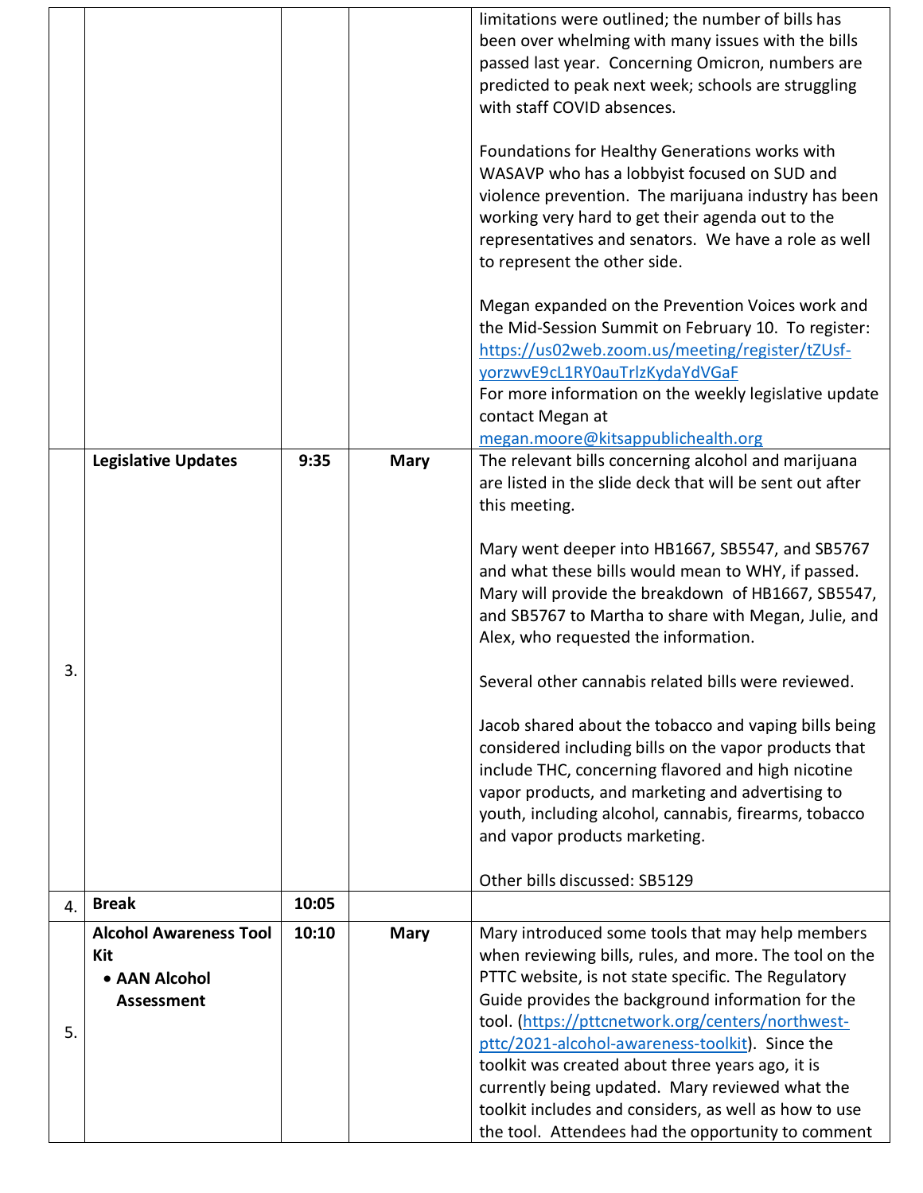| | | | | |
|---|---|---|---|---|
| | | | | limitations were outlined; the number of bills has been over whelming with many issues with the bills passed last year. Concerning Omicron, numbers are predicted to peak next week; schools are struggling with staff COVID absences.<br><br>Foundations for Healthy Generations works with WASAVP who has a lobbyist focused on SUD and violence prevention. The marijuana industry has been working very hard to get their agenda out to the representatives and senators. We have a role as well to represent the other side.<br><br>Megan expanded on the Prevention Voices work and the Mid-Session Summit on February 10. To register: https://us02web.zoom.us/meeting/register/tZUsf-yorzwvE9cL1RY0auTrlzKydaYdVGaF<br>For more information on the weekly legislative update contact Megan at megan.moore@kitsappublichealth.org |
| 3. | **Legislative Updates** | 9:35 | **Mary** | The relevant bills concerning alcohol and marijuana are listed in the slide deck that will be sent out after this meeting.<br><br>Mary went deeper into HB1667, SB5547, and SB5767 and what these bills would mean to WHY, if passed. Mary will provide the breakdown of HB1667, SB5547, and SB5767 to Martha to share with Megan, Julie, and Alex, who requested the information.<br><br>Several other cannabis related bills were reviewed.<br><br>Jacob shared about the tobacco and vaping bills being considered including bills on the vapor products that include THC, concerning flavored and high nicotine vapor products, and marketing and advertising to youth, including alcohol, cannabis, firearms, tobacco and vapor products marketing.<br><br>Other bills discussed: SB5129 |
| 4. | **Break** | 10:05 | | |
| 5. | **Alcohol Awareness Tool Kit**<br>• **AAN Alcohol Assessment** | 10:10 | **Mary** | Mary introduced some tools that may help members when reviewing bills, rules, and more. The tool on the PTTC website, is not state specific. The Regulatory Guide provides the background information for the tool. (https://pttcnetwork.org/centers/northwest-pttc/2021-alcohol-awareness-toolkit). Since the toolkit was created about three years ago, it is currently being updated. Mary reviewed what the toolkit includes and considers, as well as how to use the tool. Attendees had the opportunity to comment |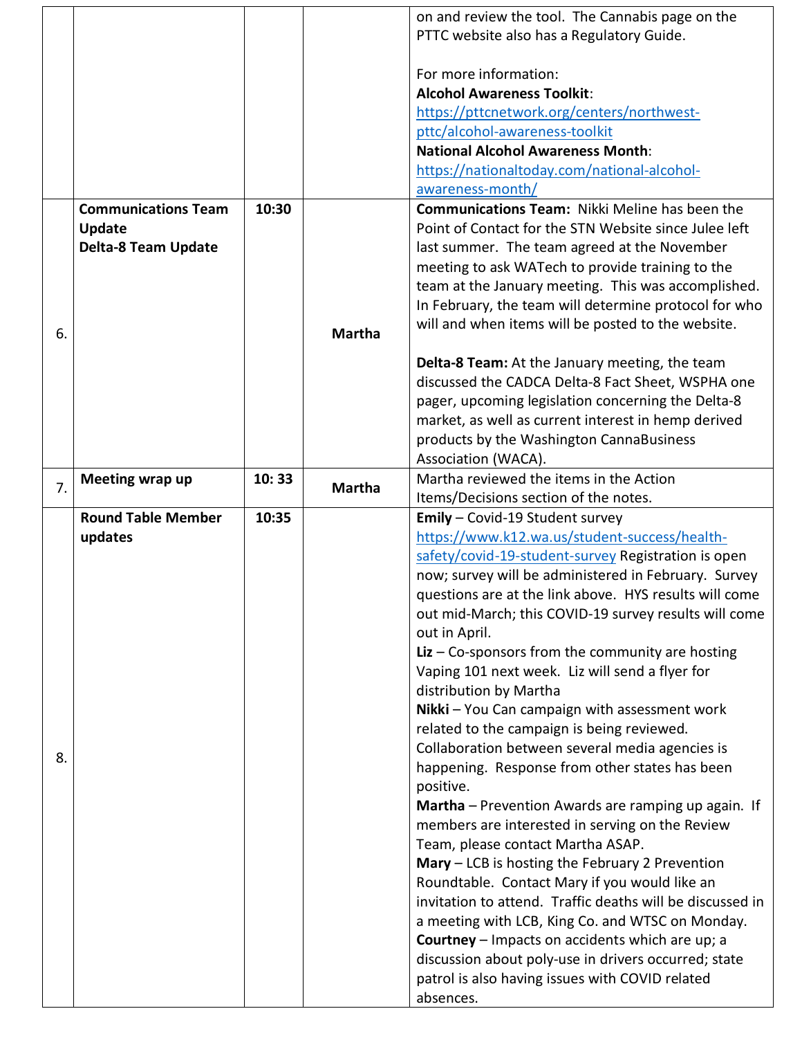| | | | | |
|---|---|---|---|---|
| | | | | on and review the tool. The Cannabis page on the PTTC website also has a Regulatory Guide.<br><br>For more information:<br>**Alcohol Awareness Toolkit**: https://pttcnetwork.org/centers/northwest-pttc/alcohol-awareness-toolkit<br>**National Alcohol Awareness Month**: https://nationaltoday.com/national-alcohol-awareness-month/ |
| 6. | **Communications Team Update**<br>**Delta-8 Team Update** | **10:30** | **Martha** | **Communications Team:** Nikki Meline has been the Point of Contact for the STN Website since Julee left last summer. The team agreed at the November meeting to ask WATech to provide training to the team at the January meeting. This was accomplished. In February, the team will determine protocol for who will and when items will be posted to the website.<br><br>**Delta-8 Team:** At the January meeting, the team discussed the CADCA Delta-8 Fact Sheet, WSPHA one pager, upcoming legislation concerning the Delta-8 market, as well as current interest in hemp derived products by the Washington CannaBusiness Association (WACA). |
| 7. | **Meeting wrap up** | **10: 33** | **Martha** | Martha reviewed the items in the Action Items/Decisions section of the notes. |
| 8. | **Round Table Member updates** | **10:35** | | **Emily** – Covid-19 Student survey https://www.k12.wa.us/student-success/health-safety/covid-19-student-survey Registration is open now; survey will be administered in February. Survey questions are at the link above. HYS results will come out mid-March; this COVID-19 survey results will come out in April.<br>**Liz** – Co-sponsors from the community are hosting Vaping 101 next week. Liz will send a flyer for distribution by Martha<br>**Nikki** – You Can campaign with assessment work related to the campaign is being reviewed. Collaboration between several media agencies is happening. Response from other states has been positive.<br>**Martha** – Prevention Awards are ramping up again. If members are interested in serving on the Review Team, please contact Martha ASAP.<br>**Mary** – LCB is hosting the February 2 Prevention Roundtable. Contact Mary if you would like an invitation to attend. Traffic deaths will be discussed in a meeting with LCB, King Co. and WTSC on Monday.<br>**Courtney** – Impacts on accidents which are up; a discussion about poly-use in drivers occurred; state patrol is also having issues with COVID related absences. |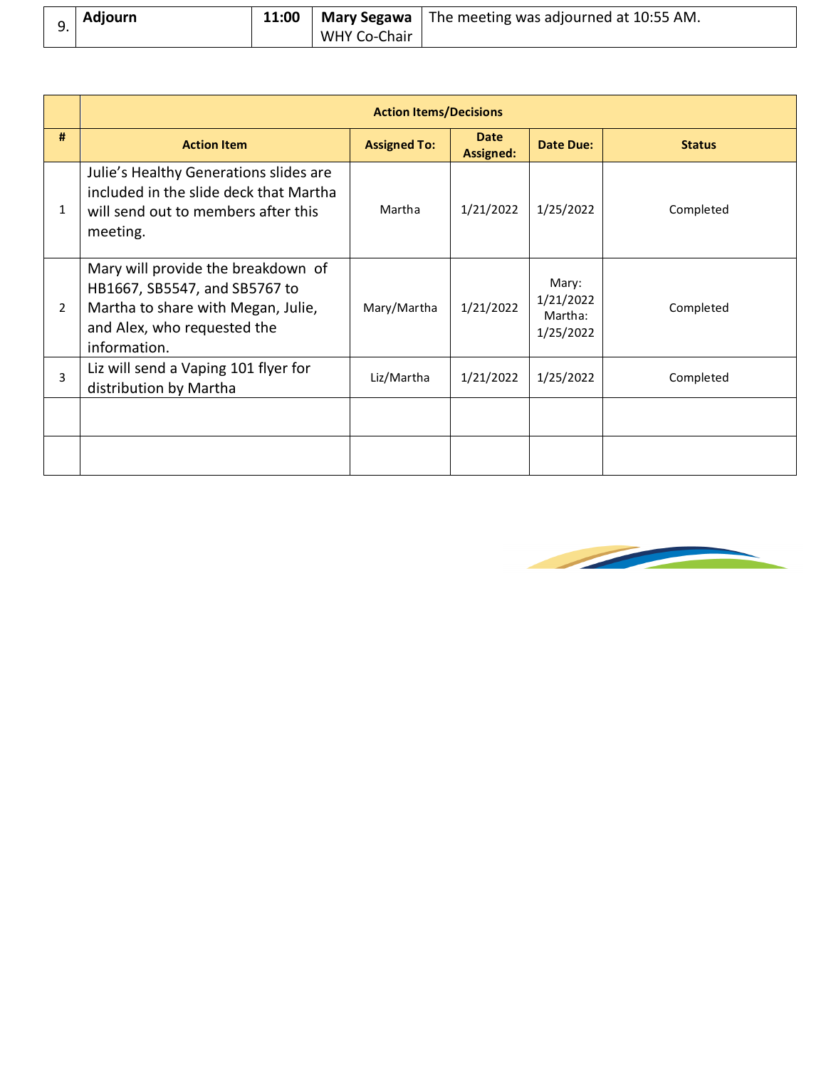| | | | | |
|---|---|---|---|---|
| 9. | **Adjourn** | **11:00** | **Mary Segawa** WHY Co-Chair | The meeting was adjourned at 10:55 AM. |

| | **Action Items/Decisions** | | | | |
|---|---|---|---|---|---|
| **#** | **Action Item** | **Assigned To:** | **Date Assigned:** | **Date Due:** | **Status** |
| 1 | Julie's Healthy Generations slides are included in the slide deck that Martha will send out to members after this meeting. | Martha | 1/21/2022 | 1/25/2022 | Completed |
| 2 | Mary will provide the breakdown of HB1667, SB5547, and SB5767 to Martha to share with Megan, Julie, and Alex, who requested the information. | Mary/Martha | 1/21/2022 | Mary: 1/21/2022 Martha: 1/25/2022 | Completed |
| 3 | Liz will send a Vaping 101 flyer for distribution by Martha | Liz/Martha | 1/21/2022 | 1/25/2022 | Completed |
| | | | | | |
| | | | | | |